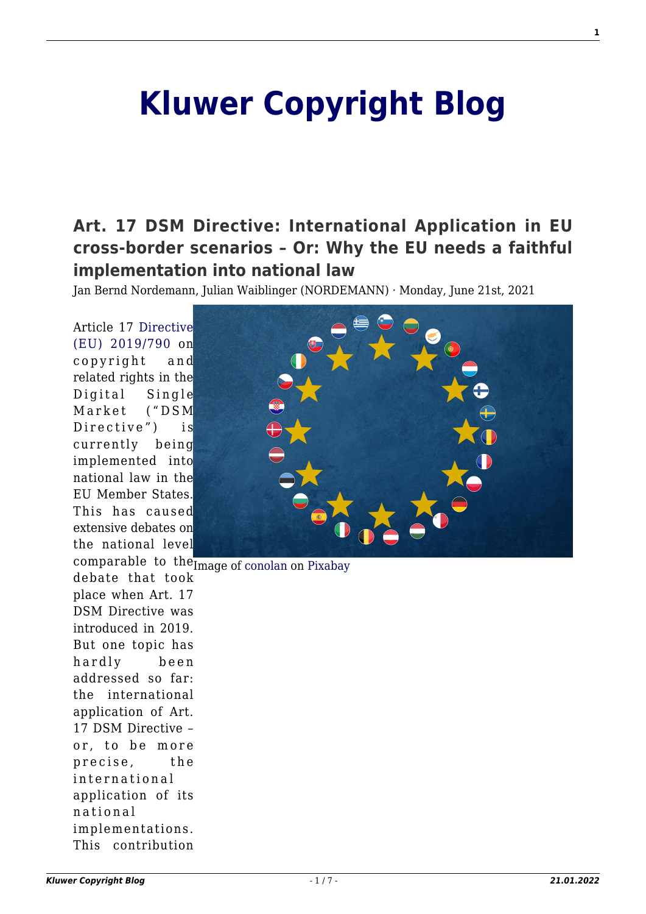# Kluwer Copyright Blog

## Art. 17 DSM Directive: International Application in EU cross-border scenarios – Or: Why the EU needs a faithful implementation into national law

Jan Bernd Nordemann, Julian Waiblinger (NORDEMANN) · Monday, June 21st, 2021

Image of conolan on Pixabay

Article 17 Directive (EU) 2019/790 on copyright and related rights in the Digital Single Market ("DSM Directive") is currently being implemented into national law in the EU Member States. This has caused extensive debates on the national level comparable to the debate that took place when Art. 17 DSM Directive was introduced in 2019. But one topic has hardly been addressed so far: the international application of Art. 17 DSM Directive – or, to be more precise, the international application of its national implementations. This contribution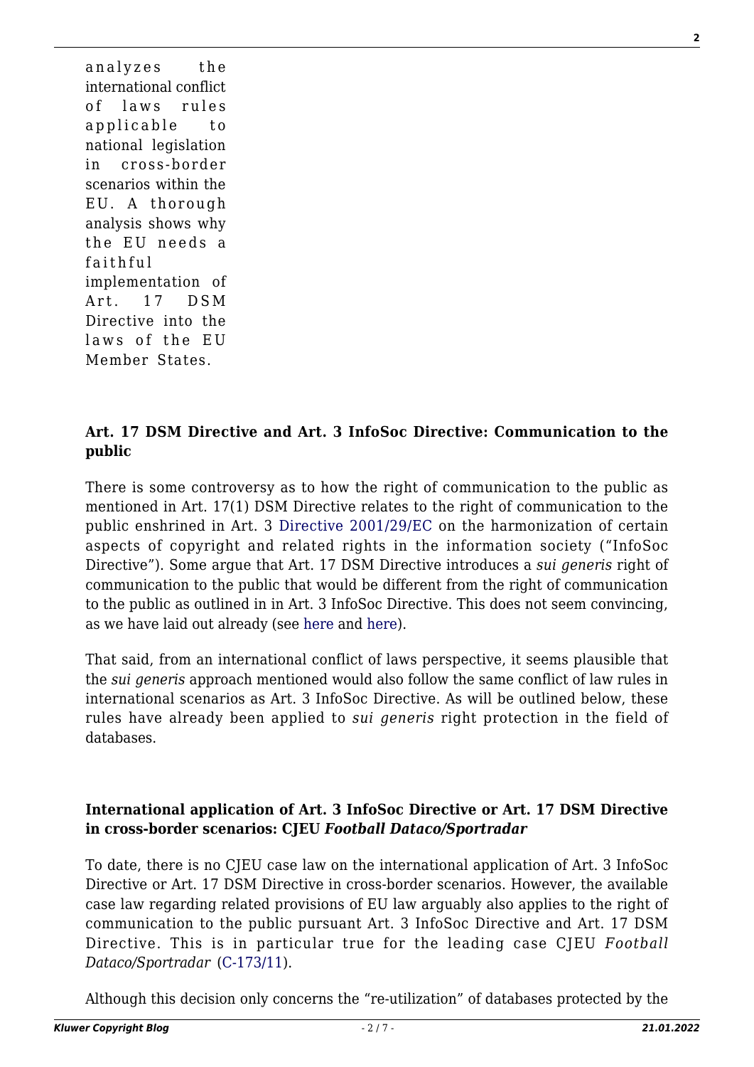analyzes the international conflict of laws rules applicable to national legislation in cross-border scenarios within the EU. A thorough analysis shows why the EU needs a faithful implementation of Art. 17 DSM Directive into the laws of the EU Member States.

### Art. 17 DSM Directive and Art. 3 InfoSoc Directive: Communication to the public

There is some controversy as to how the right of communication to the public as mentioned in Art. 17(1) DSM Directive relates to the right of communication to the public enshrined in Art. 3 Directive 2001/29/EC on the harmonization of certain aspects of copyright and related rights in the information society ("InfoSoc Directive"). Some argue that Art. 17 DSM Directive introduces a *sui generis* right of communication to the public that would be different from the right of communication to the public as outlined in in Art. 3 InfoSoc Directive. This does not seem convincing, as we have laid out already (see here and here).

That said, from an international conflict of laws perspective, it seems plausible that the *sui generis* approach mentioned would also follow the same conflict of law rules in international scenarios as Art. 3 InfoSoc Directive. As will be outlined below, these rules have already been applied to *sui generis* right protection in the field of databases.

### International application of Art. 3 InfoSoc Directive or Art. 17 DSM Directive in cross-border scenarios: CJEU *Football Dataco/Sportradar*

To date, there is no CJEU case law on the international application of Art. 3 InfoSoc Directive or Art. 17 DSM Directive in cross-border scenarios. However, the available case law regarding related provisions of EU law arguably also applies to the right of communication to the public pursuant Art. 3 InfoSoc Directive and Art. 17 DSM Directive. This is in particular true for the leading case CJEU *Football Dataco/Sportradar* (C-173/11).

Although this decision only concerns the "re-utilization" of databases protected by the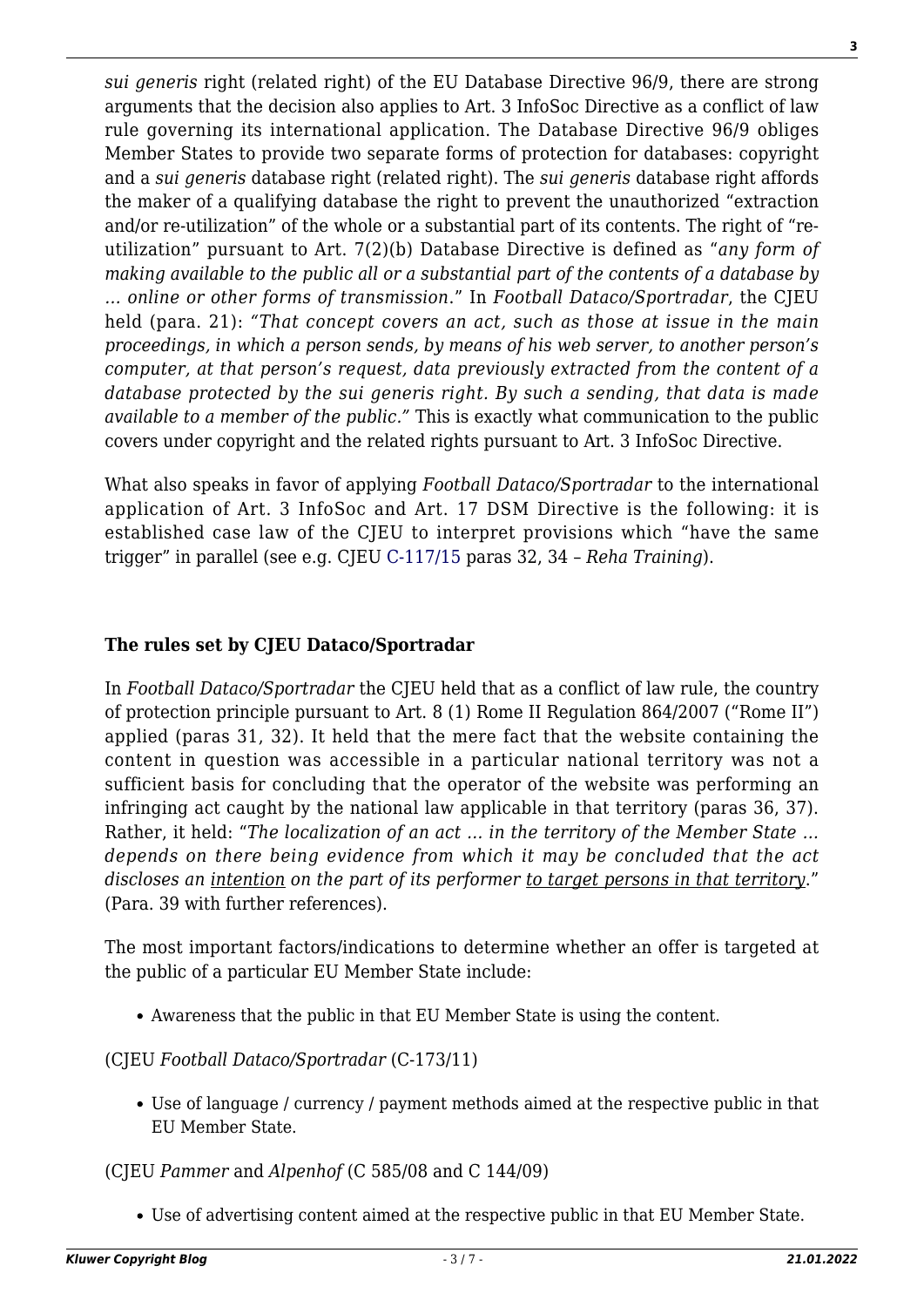*sui generis* right (related right) of the EU Database Directive 96/9, there are strong arguments that the decision also applies to Art. 3 InfoSoc Directive as a conflict of law rule governing its international application. The Database Directive 96/9 obliges Member States to provide two separate forms of protection for databases: copyright and a *sui generis* database right (related right). The *sui generis* database right affords the maker of a qualifying database the right to prevent the unauthorized "extraction and/or re-utilization" of the whole or a substantial part of its contents. The right of "re-utilization" pursuant to Art. 7(2)(b) Database Directive is defined as "*any form of making available to the public all or a substantial part of the contents of a database by … online or other forms of transmission*." In *Football Dataco/Sportradar*, the CJEU held (para. 21): "*That concept covers an act, such as those at issue in the main proceedings, in which a person sends, by means of his web server, to another person's computer, at that person's request, data previously extracted from the content of a database protected by the sui generis right. By such a sending, that data is made available to a member of the public.*" This is exactly what communication to the public covers under copyright and the related rights pursuant to Art. 3 InfoSoc Directive.

What also speaks in favor of applying *Football Dataco/Sportradar* to the international application of Art. 3 InfoSoc and Art. 17 DSM Directive is the following: it is established case law of the CJEU to interpret provisions which "have the same trigger" in parallel (see e.g. CJEU C-117/15 paras 32, 34 – *Reha Training*).

### The rules set by CJEU Dataco/Sportradar

In *Football Dataco/Sportradar* the CJEU held that as a conflict of law rule, the country of protection principle pursuant to Art. 8 (1) Rome II Regulation 864/2007 ("Rome II") applied (paras 31, 32). It held that the mere fact that the website containing the content in question was accessible in a particular national territory was not a sufficient basis for concluding that the operator of the website was performing an infringing act caught by the national law applicable in that territory (paras 36, 37). Rather, it held: "*The localization of an act … in the territory of the Member State … depends on there being evidence from which it may be concluded that the act discloses an intention on the part of its performer to target persons in that territory.*" (Para. 39 with further references).

The most important factors/indications to determine whether an offer is targeted at the public of a particular EU Member State include:

- Awareness that the public in that EU Member State is using the content.

(CJEU *Football Dataco/Sportradar* (C-173/11)

- Use of language / currency / payment methods aimed at the respective public in that EU Member State.

(CJEU *Pammer* and *Alpenhof* (C 585/08 and C 144/09)

- Use of advertising content aimed at the respective public in that EU Member State.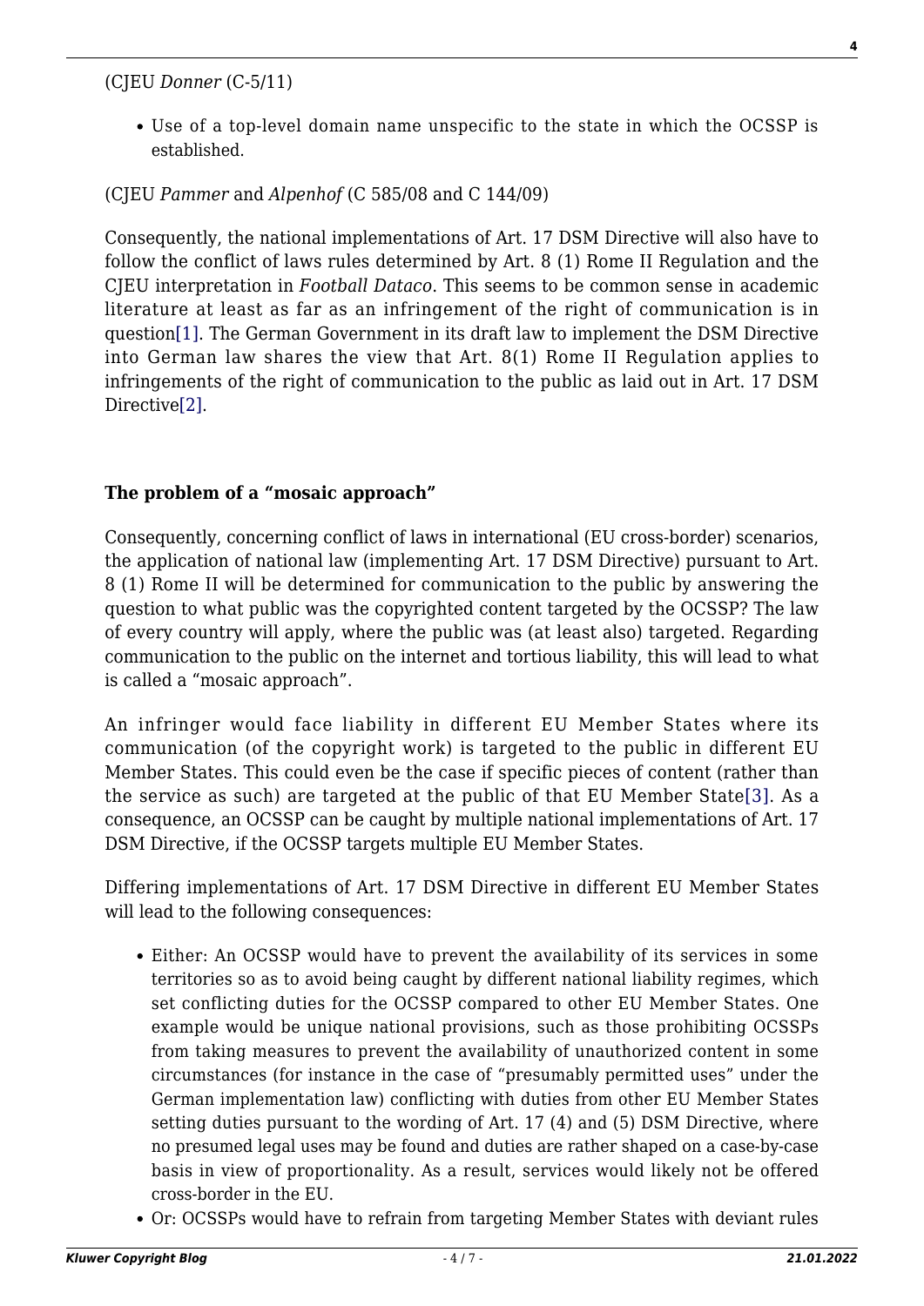(CJEU *Donner* (C-5/11)

- Use of a top-level domain name unspecific to the state in which the OCSSP is established.

(CJEU *Pammer* and *Alpenhof* (C 585/08 and C 144/09)

Consequently, the national implementations of Art. 17 DSM Directive will also have to follow the conflict of laws rules determined by Art. 8 (1) Rome II Regulation and the CJEU interpretation in *Football Dataco*. This seems to be common sense in academic literature at least as far as an infringement of the right of communication is in question[1]. The German Government in its draft law to implement the DSM Directive into German law shares the view that Art. 8(1) Rome II Regulation applies to infringements of the right of communication to the public as laid out in Art. 17 DSM Directive[2].

**The problem of a "mosaic approach"**

Consequently, concerning conflict of laws in international (EU cross-border) scenarios, the application of national law (implementing Art. 17 DSM Directive) pursuant to Art. 8 (1) Rome II will be determined for communication to the public by answering the question to what public was the copyrighted content targeted by the OCSSP? The law of every country will apply, where the public was (at least also) targeted. Regarding communication to the public on the internet and tortious liability, this will lead to what is called a "mosaic approach".

An infringer would face liability in different EU Member States where its communication (of the copyright work) is targeted to the public in different EU Member States. This could even be the case if specific pieces of content (rather than the service as such) are targeted at the public of that EU Member State[3]. As a consequence, an OCSSP can be caught by multiple national implementations of Art. 17 DSM Directive, if the OCSSP targets multiple EU Member States.

Differing implementations of Art. 17 DSM Directive in different EU Member States will lead to the following consequences:

- Either: An OCSSP would have to prevent the availability of its services in some territories so as to avoid being caught by different national liability regimes, which set conflicting duties for the OCSSP compared to other EU Member States. One example would be unique national provisions, such as those prohibiting OCSSPs from taking measures to prevent the availability of unauthorized content in some circumstances (for instance in the case of "presumably permitted uses" under the German implementation law) conflicting with duties from other EU Member States setting duties pursuant to the wording of Art. 17 (4) and (5) DSM Directive, where no presumed legal uses may be found and duties are rather shaped on a case-by-case basis in view of proportionality. As a result, services would likely not be offered cross-border in the EU.
- Or: OCSSPs would have to refrain from targeting Member States with deviant rules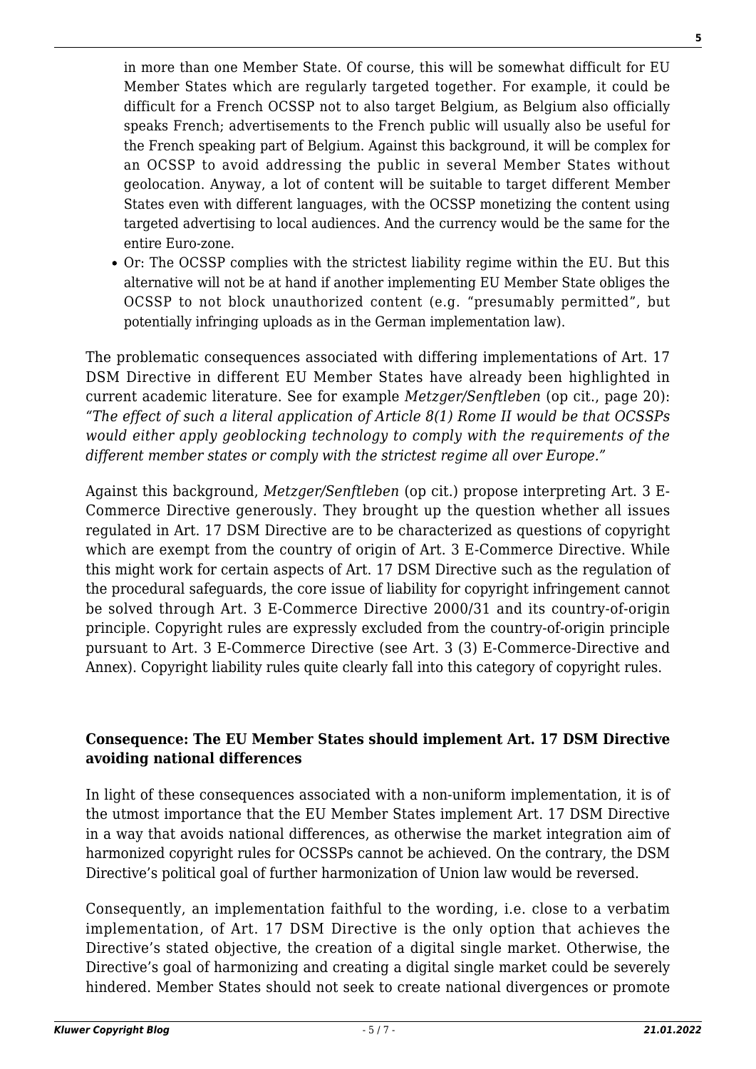in more than one Member State. Of course, this will be somewhat difficult for EU Member States which are regularly targeted together. For example, it could be difficult for a French OCSSP not to also target Belgium, as Belgium also officially speaks French; advertisements to the French public will usually also be useful for the French speaking part of Belgium. Against this background, it will be complex for an OCSSP to avoid addressing the public in several Member States without geolocation. Anyway, a lot of content will be suitable to target different Member States even with different languages, with the OCSSP monetizing the content using targeted advertising to local audiences. And the currency would be the same for the entire Euro-zone.

- Or: The OCSSP complies with the strictest liability regime within the EU. But this alternative will not be at hand if another implementing EU Member State obliges the OCSSP to not block unauthorized content (e.g. "presumably permitted", but potentially infringing uploads as in the German implementation law).

The problematic consequences associated with differing implementations of Art. 17 DSM Directive in different EU Member States have already been highlighted in current academic literature. See for example *Metzger/Senftleben* (op cit., page 20): *"The effect of such a literal application of Article 8(1) Rome II would be that OCSSPs would either apply geoblocking technology to comply with the requirements of the different member states or comply with the strictest regime all over Europe."*

Against this background, *Metzger/Senftleben* (op cit.) propose interpreting Art. 3 E-Commerce Directive generously. They brought up the question whether all issues regulated in Art. 17 DSM Directive are to be characterized as questions of copyright which are exempt from the country of origin of Art. 3 E-Commerce Directive. While this might work for certain aspects of Art. 17 DSM Directive such as the regulation of the procedural safeguards, the core issue of liability for copyright infringement cannot be solved through Art. 3 E-Commerce Directive 2000/31 and its country-of-origin principle. Copyright rules are expressly excluded from the country-of-origin principle pursuant to Art. 3 E-Commerce Directive (see Art. 3 (3) E-Commerce-Directive and Annex). Copyright liability rules quite clearly fall into this category of copyright rules.

**Consequence: The EU Member States should implement Art. 17 DSM Directive avoiding national differences**

In light of these consequences associated with a non-uniform implementation, it is of the utmost importance that the EU Member States implement Art. 17 DSM Directive in a way that avoids national differences, as otherwise the market integration aim of harmonized copyright rules for OCSSPs cannot be achieved. On the contrary, the DSM Directive's political goal of further harmonization of Union law would be reversed.

Consequently, an implementation faithful to the wording, i.e. close to a verbatim implementation, of Art. 17 DSM Directive is the only option that achieves the Directive's stated objective, the creation of a digital single market. Otherwise, the Directive's goal of harmonizing and creating a digital single market could be severely hindered. Member States should not seek to create national divergences or promote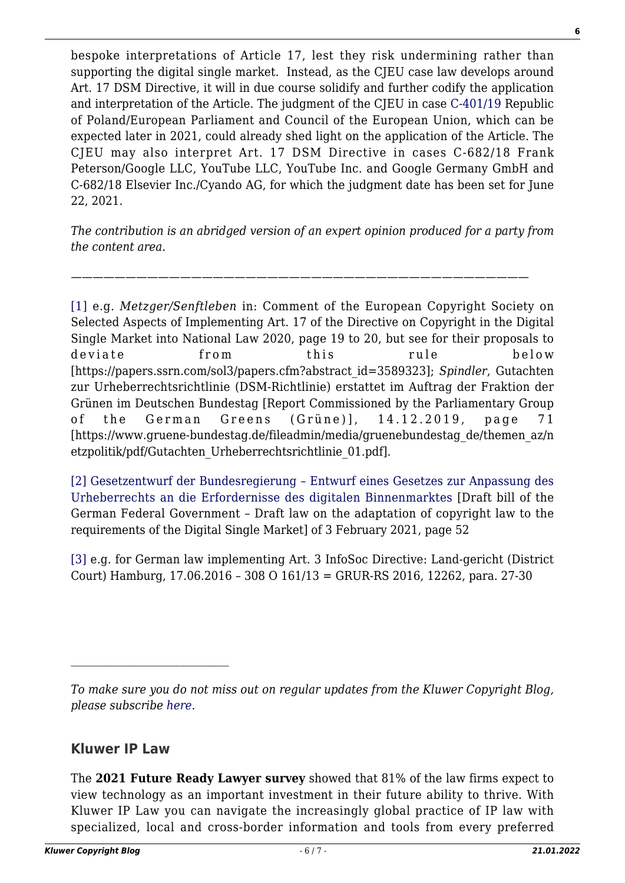bespoke interpretations of Article 17, lest they risk undermining rather than supporting the digital single market. Instead, as the CJEU case law develops around Art. 17 DSM Directive, it will in due course solidify and further codify the application and interpretation of the Article. The judgment of the CJEU in case C-401/19 Republic of Poland/European Parliament and Council of the European Union, which can be expected later in 2021, could already shed light on the application of the Article. The CJEU may also interpret Art. 17 DSM Directive in cases C-682/18 Frank Peterson/Google LLC, YouTube LLC, YouTube Inc. and Google Germany GmbH and C-682/18 Elsevier Inc./Cyando AG, for which the judgment date has been set for June 22, 2021.

*The contribution is an abridged version of an expert opinion produced for a party from the content area.*

———————————————————————————————————

[1] e.g. *Metzger/Senftleben* in: Comment of the European Copyright Society on Selected Aspects of Implementing Art. 17 of the Directive on Copyright in the Digital Single Market into National Law 2020, page 19 to 20, but see for their proposals to deviate from this rule below [https://papers.ssrn.com/sol3/papers.cfm?abstract_id=3589323]; *Spindler*, Gutachten zur Urheberrechtsrichtlinie (DSM-Richtlinie) erstattet im Auftrag der Fraktion der Grünen im Deutschen Bundestag [Report Commissioned by the Parliamentary Group of the German Greens (Grüne)], 14.12.2019, page 71 [https://www.gruene-bundestag.de/fileadmin/media/gruenebundestag_de/themen_az/netzpolitik/pdf/Gutachten_Urheberrechtsrichtlinie_01.pdf].

[2] Gesetzentwurf der Bundesregierung – Entwurf eines Gesetzes zur Anpassung des Urheberrechts an die Erfordernisse des digitalen Binnenmarktes [Draft bill of the German Federal Government – Draft law on the adaptation of copyright law to the requirements of the Digital Single Market] of 3 February 2021, page 52

[3] e.g. for German law implementing Art. 3 InfoSoc Directive: Land-gericht (District Court) Hamburg, 17.06.2016 – 308 O 161/13 = GRUR-RS 2016, 12262, para. 27-30

---

*To make sure you do not miss out on regular updates from the Kluwer Copyright Blog, please subscribe here.*

## Kluwer IP Law

The **2021 Future Ready Lawyer survey** showed that 81% of the law firms expect to view technology as an important investment in their future ability to thrive. With Kluwer IP Law you can navigate the increasingly global practice of IP law with specialized, local and cross-border information and tools from every preferred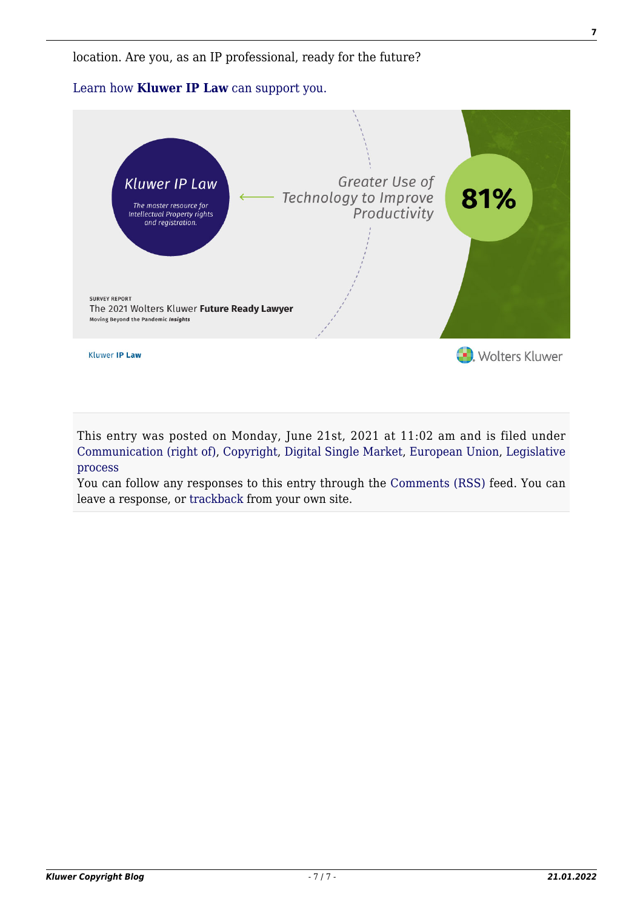location. Are you, as an IP professional, ready for the future?

Learn how **Kluwer IP Law** can support you.

Kluwer IP Law

The master resource for Intellectual Property rights and registration.

Greater Use of Technology to Improve Productivity

81%

SURVEY REPORT

The 2021 Wolters Kluwer **Future Ready Lawyer**

Moving Beyond the Pandemic *Insights*

Kluwer **IP Law**

Wolters Kluwer

This entry was posted on Monday, June 21st, 2021 at 11:02 am and is filed under Communication (right of), Copyright, Digital Single Market, European Union, Legislative process

You can follow any responses to this entry through the Comments (RSS) feed. You can leave a response, or trackback from your own site.